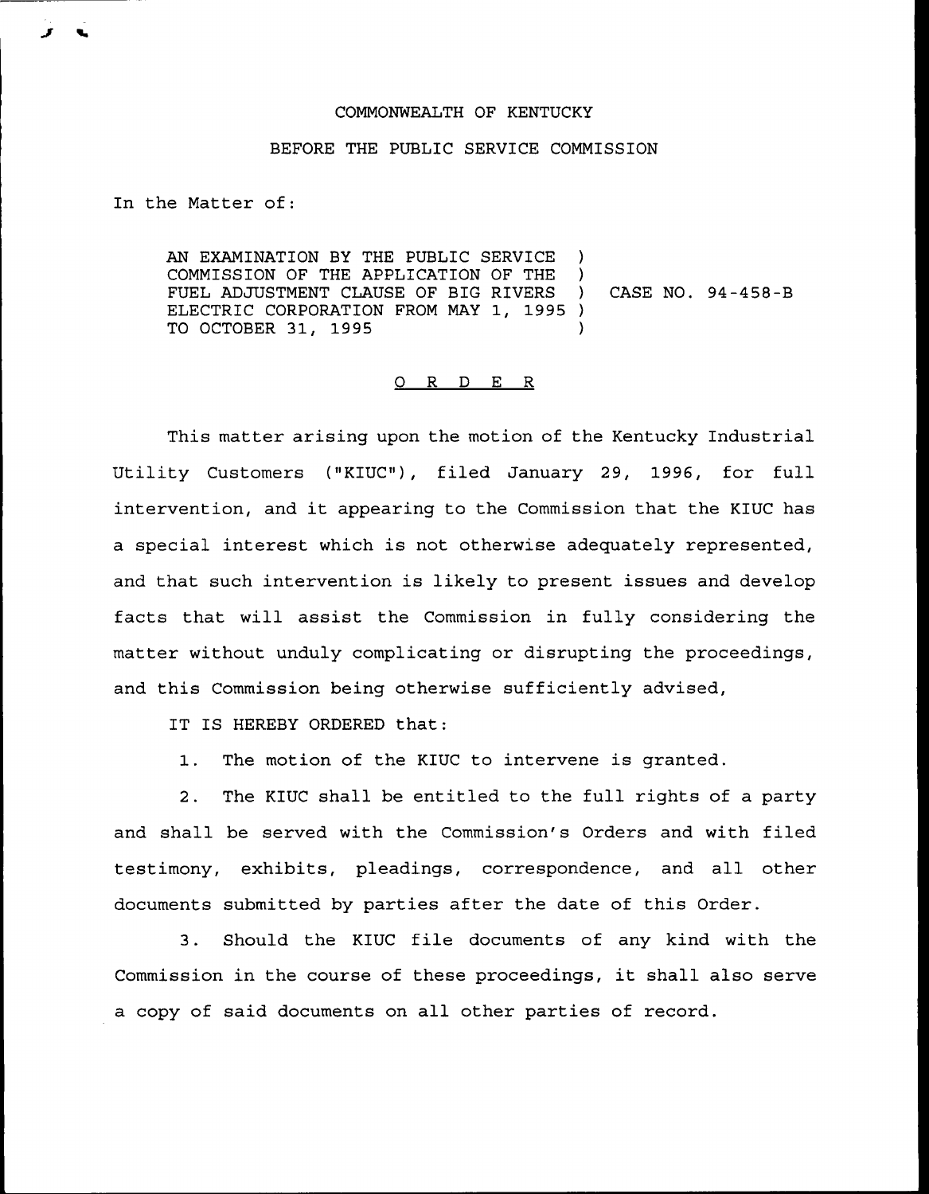COMMONWEALTH OF KENTUCKY

BEFORE THE PUBLIC SERVICE COMMISSION

In the Matter of:

AN EXAMINATION BY THE PUBLIC SERVICE COMMISSION OF THE APPLICATION OF THE FUEL ADJUSTMENT CLAUSE OF BIG RIVERS ELECTRIC CORPORATION FROM MAY 1, 1995 TO OCTOBER 31, 1995 ) CASE NO. 94-458-B

O R D E R

This matter arising upon the motion of the Kentucky Industrial Utility Customers ("KIUC"), filed January 29, 1996, for full intervention, and it appearing to the Commission that the KIUC has a special interest which is not otherwise adequately represented, and that such intervention is likely to present issues and develop facts that will assist the Commission in fully considering the matter without unduly complicating or disrupting the proceedings, and this Commission being otherwise sufficiently advised,

IT IS HEREBY ORDERED that:

1. The motion of the KIUC to intervene is granted.

2. The KIUC shall be entitled to the full rights of a party and shall be served with the Commission's Orders and with filed testimony, exhibits, pleadings, correspondence, and all other documents submitted by parties after the date of this Order.

3. Should the KIUC file documents of any kind with the Commission in the course of these proceedings, it shall also serve a copy of said documents on all other parties of record.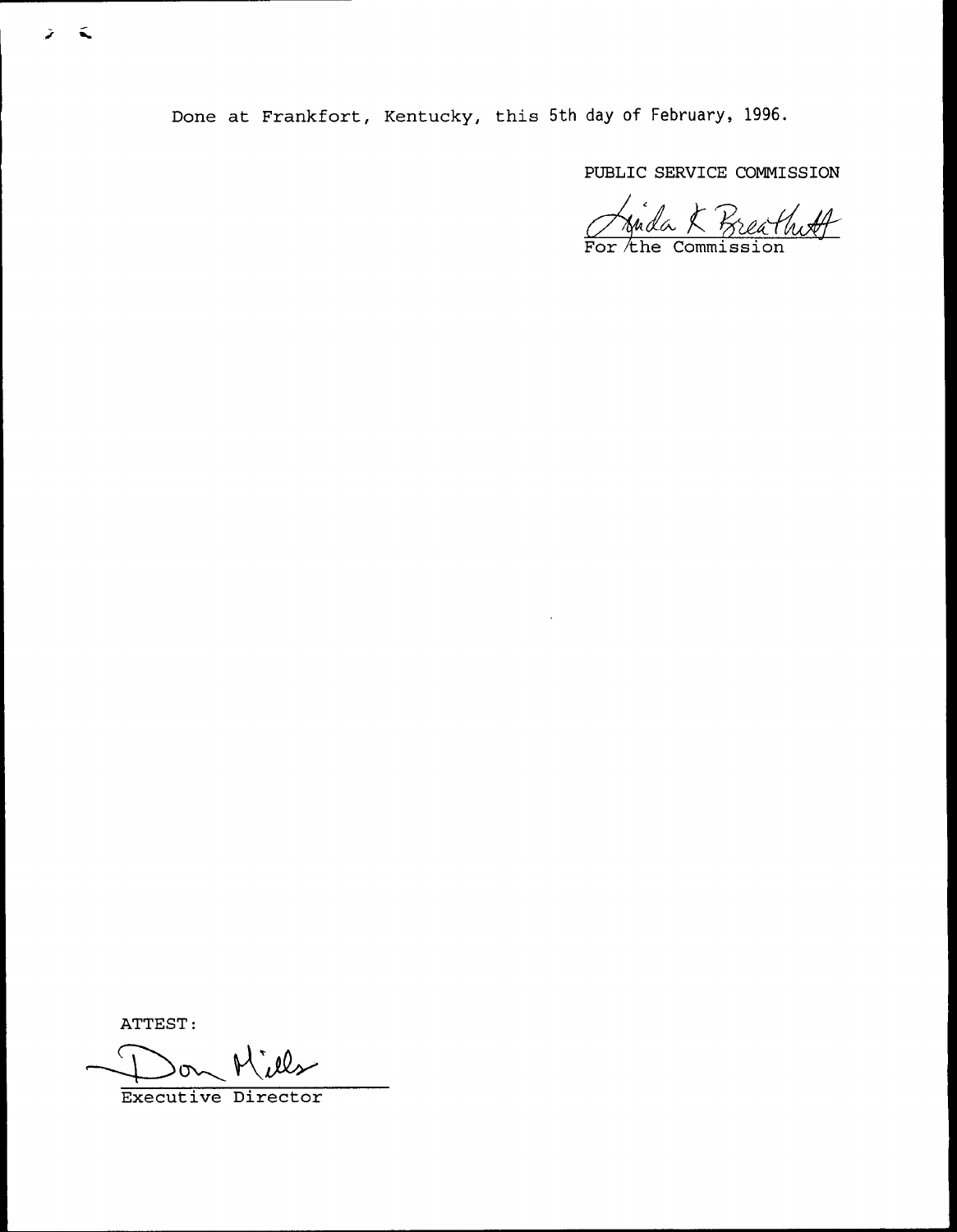Done at Frankfort, Kentucky, this 5th day of February, 1996.

PUBLIC SERVICE COMMISSION

Linda K Breathitt

For the Commission

ATTEST:

Don Mills

Executive Director